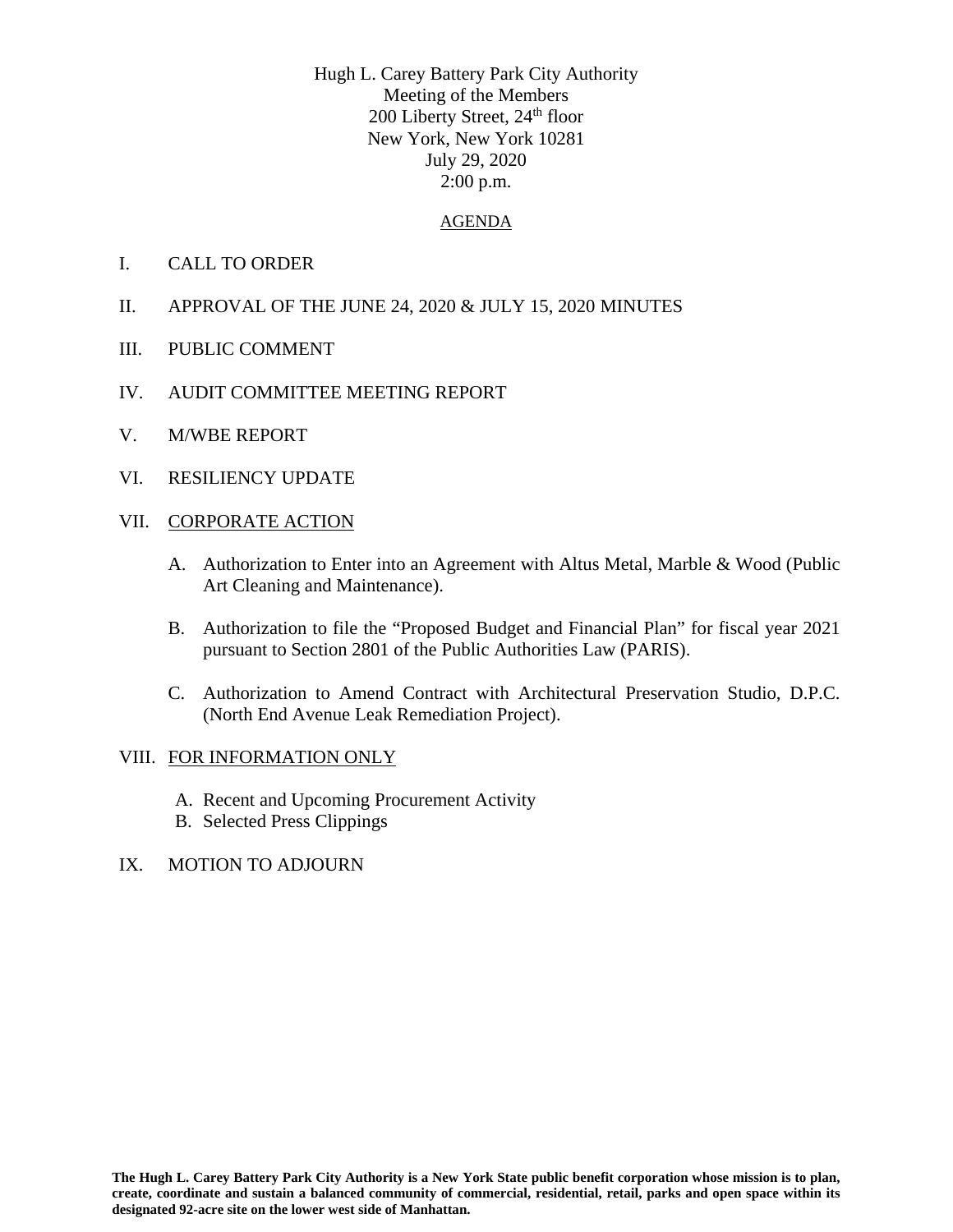Hugh L. Carey Battery Park City Authority
Meeting of the Members
200 Liberty Street, 24th floor
New York, New York 10281
July 29, 2020
2:00 p.m.

## AGENDA

I. CALL TO ORDER

II. APPROVAL OF THE JUNE 24, 2020 & JULY 15, 2020 MINUTES

III. PUBLIC COMMENT

IV. AUDIT COMMITTEE MEETING REPORT

V. M/WBE REPORT

VI. RESILIENCY UPDATE

VII. CORPORATE ACTION

A. Authorization to Enter into an Agreement with Altus Metal, Marble & Wood (Public Art Cleaning and Maintenance).

B. Authorization to file the "Proposed Budget and Financial Plan" for fiscal year 2021 pursuant to Section 2801 of the Public Authorities Law (PARIS).

C. Authorization to Amend Contract with Architectural Preservation Studio, D.P.C. (North End Avenue Leak Remediation Project).

VIII. FOR INFORMATION ONLY

A. Recent and Upcoming Procurement Activity
B. Selected Press Clippings

IX. MOTION TO ADJOURN

**The Hugh L. Carey Battery Park City Authority is a New York State public benefit corporation whose mission is to plan, create, coordinate and sustain a balanced community of commercial, residential, retail, parks and open space within its designated 92-acre site on the lower west side of Manhattan.**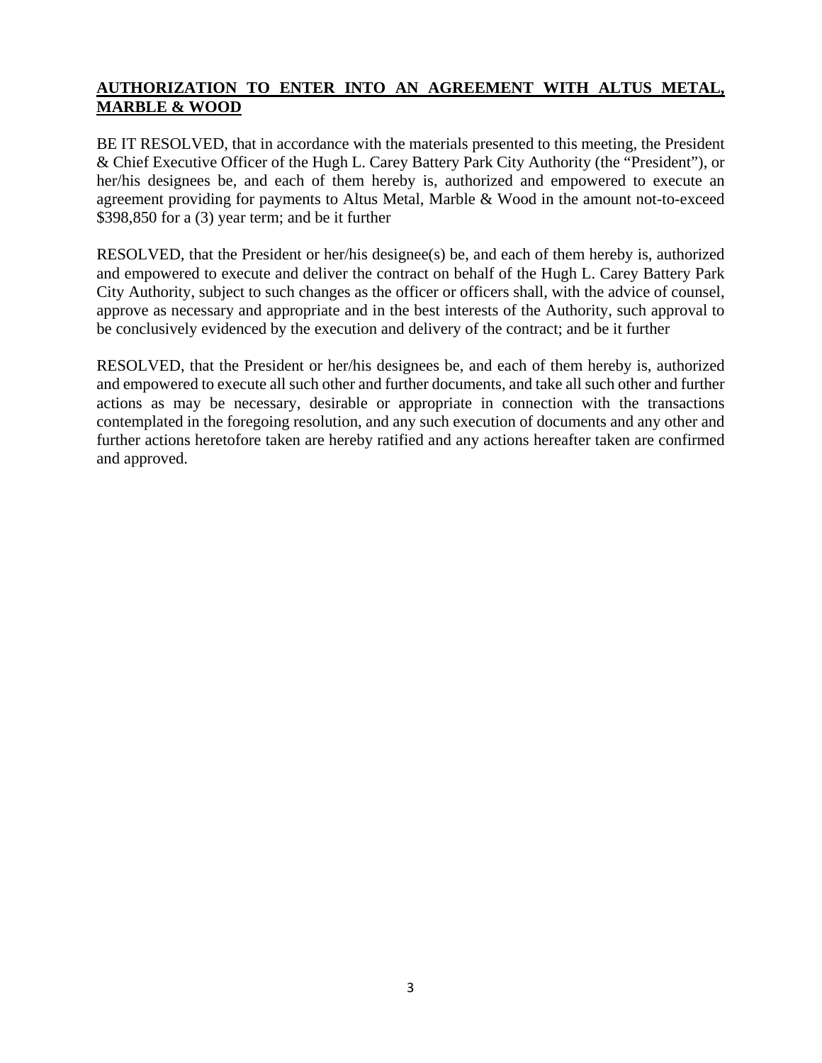**AUTHORIZATION TO ENTER INTO AN AGREEMENT WITH ALTUS METAL, MARBLE & WOOD**

BE IT RESOLVED, that in accordance with the materials presented to this meeting, the President & Chief Executive Officer of the Hugh L. Carey Battery Park City Authority (the "President"), or her/his designees be, and each of them hereby is, authorized and empowered to execute an agreement providing for payments to Altus Metal, Marble & Wood in the amount not-to-exceed $398,850 for a (3) year term; and be it further

RESOLVED, that the President or her/his designee(s) be, and each of them hereby is, authorized and empowered to execute and deliver the contract on behalf of the Hugh L. Carey Battery Park City Authority, subject to such changes as the officer or officers shall, with the advice of counsel, approve as necessary and appropriate and in the best interests of the Authority, such approval to be conclusively evidenced by the execution and delivery of the contract; and be it further

RESOLVED, that the President or her/his designees be, and each of them hereby is, authorized and empowered to execute all such other and further documents, and take all such other and further actions as may be necessary, desirable or appropriate in connection with the transactions contemplated in the foregoing resolution, and any such execution of documents and any other and further actions heretofore taken are hereby ratified and any actions hereafter taken are confirmed and approved.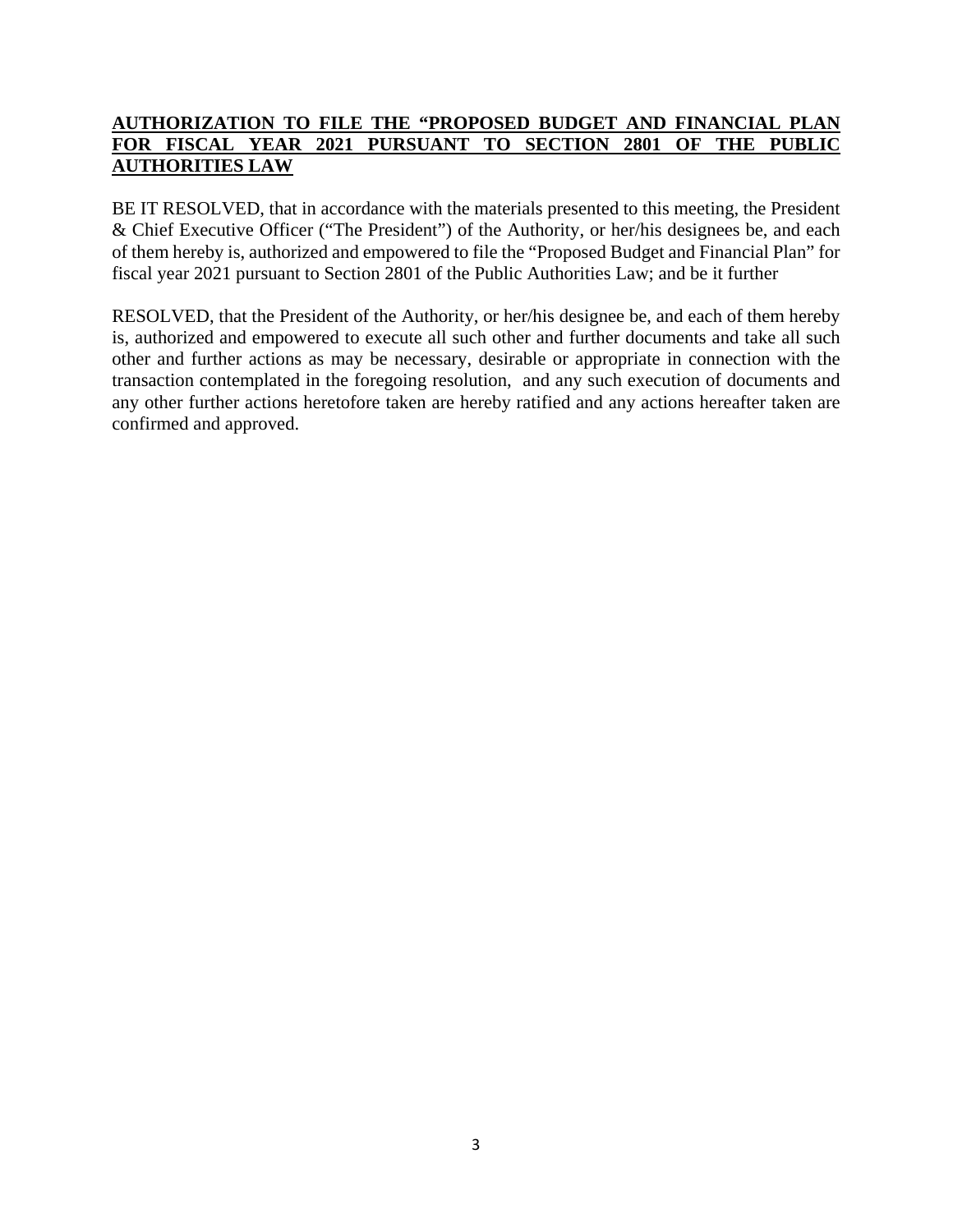**AUTHORIZATION TO FILE THE "PROPOSED BUDGET AND FINANCIAL PLAN FOR FISCAL YEAR 2021 PURSUANT TO SECTION 2801 OF THE PUBLIC AUTHORITIES LAW**

BE IT RESOLVED, that in accordance with the materials presented to this meeting, the President & Chief Executive Officer ("The President") of the Authority, or her/his designees be, and each of them hereby is, authorized and empowered to file the "Proposed Budget and Financial Plan" for fiscal year 2021 pursuant to Section 2801 of the Public Authorities Law; and be it further

RESOLVED, that the President of the Authority, or her/his designee be, and each of them hereby is, authorized and empowered to execute all such other and further documents and take all such other and further actions as may be necessary, desirable or appropriate in connection with the transaction contemplated in the foregoing resolution, and any such execution of documents and any other further actions heretofore taken are hereby ratified and any actions hereafter taken are confirmed and approved.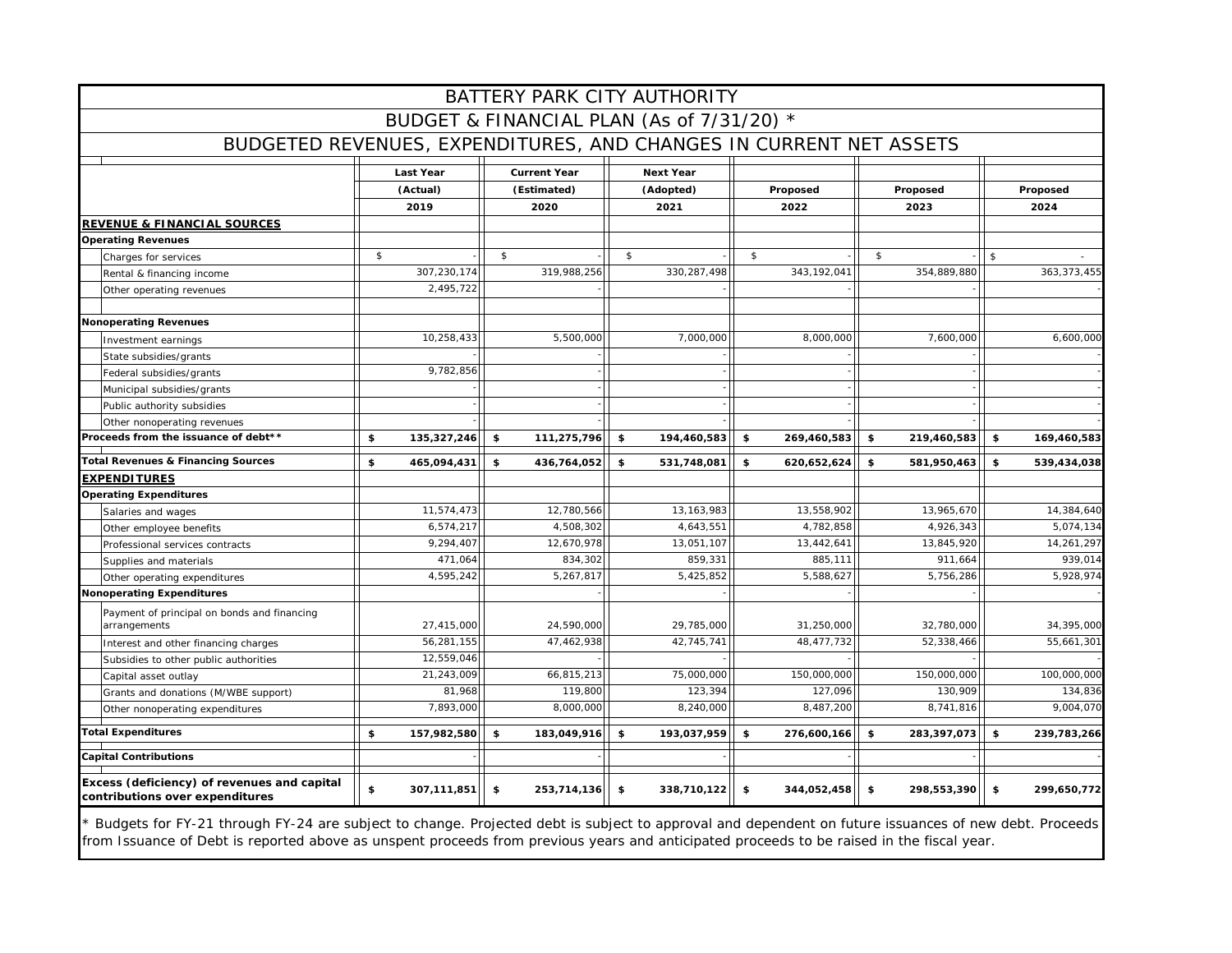# BATTERY PARK CITY AUTHORITY

## BUDGET & FINANCIAL PLAN (As of 7/31/20) *

## BUDGETED REVENUES, EXPENDITURES, AND CHANGES IN CURRENT NET ASSETS

| | Last Year (Actual) 2019 | Current Year (Estimated) 2020 | Next Year (Adopted) 2021 | Proposed 2022 | Proposed 2023 | Proposed 2024 |
|---|---|---|---|---|---|---|
| **REVENUE & FINANCIAL SOURCES** | | | | | | |
| **Operating Revenues** | | | | | | |
| Charges for services | $ - | $ - | $ - | $ - | $ - | $ - |
| Rental & financing income | 307,230,174 | 319,988,256 | 330,287,498 | 343,192,041 | 354,889,880 | 363,373,455 |
| Other operating revenues | 2,495,722 | - | - | - | - | - |
| **Nonoperating Revenues** | | | | | | |
| Investment earnings | 10,258,433 | 5,500,000 | 7,000,000 | 8,000,000 | 7,600,000 | 6,600,000 |
| State subsidies/grants | - | - | - | - | - | - |
| Federal subsidies/grants | 9,782,856 | - | - | - | - | - |
| Municipal subsidies/grants | - | - | - | - | - | - |
| Public authority subsidies | - | - | - | - | - | - |
| Other nonoperating revenues | - | - | - | - | - | - |
| **Proceeds from the issuance of debt**** | **$ 135,327,246** | **$ 111,275,796** | **$ 194,460,583** | **$ 269,460,583** | **$ 219,460,583** | **$ 169,460,583** |
| **Total Revenues & Financing Sources** | **$ 465,094,431** | **$ 436,764,052** | **$ 531,748,081** | **$ 620,652,624** | **$ 581,950,463** | **$ 539,434,038** |
| **EXPENDITURES** | | | | | | |
| **Operating Expenditures** | | | | | | |
| Salaries and wages | 11,574,473 | 12,780,566 | 13,163,983 | 13,558,902 | 13,965,670 | 14,384,640 |
| Other employee benefits | 6,574,217 | 4,508,302 | 4,643,551 | 4,782,858 | 4,926,343 | 5,074,134 |
| Professional services contracts | 9,294,407 | 12,670,978 | 13,051,107 | 13,442,641 | 13,845,920 | 14,261,297 |
| Supplies and materials | 471,064 | 834,302 | 859,331 | 885,111 | 911,664 | 939,014 |
| Other operating expenditures | 4,595,242 | 5,267,817 | 5,425,852 | 5,588,627 | 5,756,286 | 5,928,974 |
| **Nonoperating Expenditures** | | - | - | - | - | - |
| Payment of principal on bonds and financing arrangements | 27,415,000 | 24,590,000 | 29,785,000 | 31,250,000 | 32,780,000 | 34,395,000 |
| Interest and other financing charges | 56,281,155 | 47,462,938 | 42,745,741 | 48,477,732 | 52,338,466 | 55,661,301 |
| Subsidies to other public authorities | 12,559,046 | - | - | - | - | - |
| Capital asset outlay | 21,243,009 | 66,815,213 | 75,000,000 | 150,000,000 | 150,000,000 | 100,000,000 |
| Grants and donations (M/WBE support) | 81,968 | 119,800 | 123,394 | 127,096 | 130,909 | 134,836 |
| Other nonoperating expenditures | 7,893,000 | 8,000,000 | 8,240,000 | 8,487,200 | 8,741,816 | 9,004,070 |
| **Total Expenditures** | **$ 157,982,580** | **$ 183,049,916** | **$ 193,037,959** | **$ 276,600,166** | **$ 283,397,073** | **$ 239,783,266** |
| **Capital Contributions** | - | - | - | - | - | - |
| **Excess (deficiency) of revenues and capital contributions over expenditures** | **$ 307,111,851** | **$ 253,714,136** | **$ 338,710,122** | **$ 344,052,458** | **$ 298,553,390** | **$ 299,650,772** |

* Budgets for FY-21 through FY-24 are subject to change. Projected debt is subject to approval and dependent on future issuances of new debt. Proceeds from Issuance of Debt is reported above as unspent proceeds from previous years and anticipated proceeds to be raised in the fiscal year.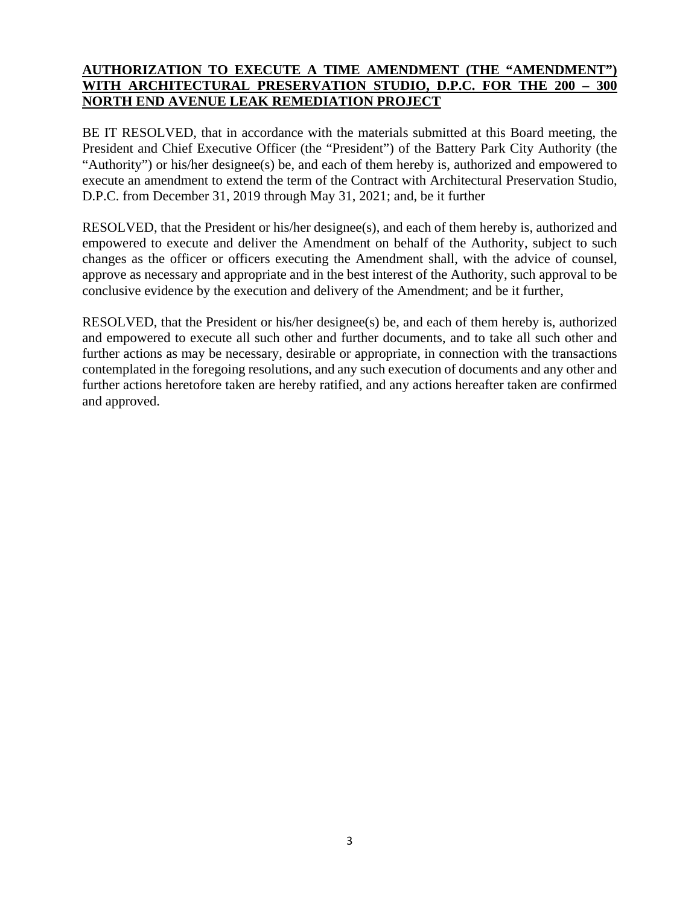**AUTHORIZATION TO EXECUTE A TIME AMENDMENT (THE "AMENDMENT") WITH ARCHITECTURAL PRESERVATION STUDIO, D.P.C. FOR THE 200 – 300 NORTH END AVENUE LEAK REMEDIATION PROJECT**

BE IT RESOLVED, that in accordance with the materials submitted at this Board meeting, the President and Chief Executive Officer (the "President") of the Battery Park City Authority (the "Authority") or his/her designee(s) be, and each of them hereby is, authorized and empowered to execute an amendment to extend the term of the Contract with Architectural Preservation Studio, D.P.C. from December 31, 2019 through May 31, 2021; and, be it further

RESOLVED, that the President or his/her designee(s), and each of them hereby is, authorized and empowered to execute and deliver the Amendment on behalf of the Authority, subject to such changes as the officer or officers executing the Amendment shall, with the advice of counsel, approve as necessary and appropriate and in the best interest of the Authority, such approval to be conclusive evidence by the execution and delivery of the Amendment; and be it further,

RESOLVED, that the President or his/her designee(s) be, and each of them hereby is, authorized and empowered to execute all such other and further documents, and to take all such other and further actions as may be necessary, desirable or appropriate, in connection with the transactions contemplated in the foregoing resolutions, and any such execution of documents and any other and further actions heretofore taken are hereby ratified, and any actions hereafter taken are confirmed and approved.